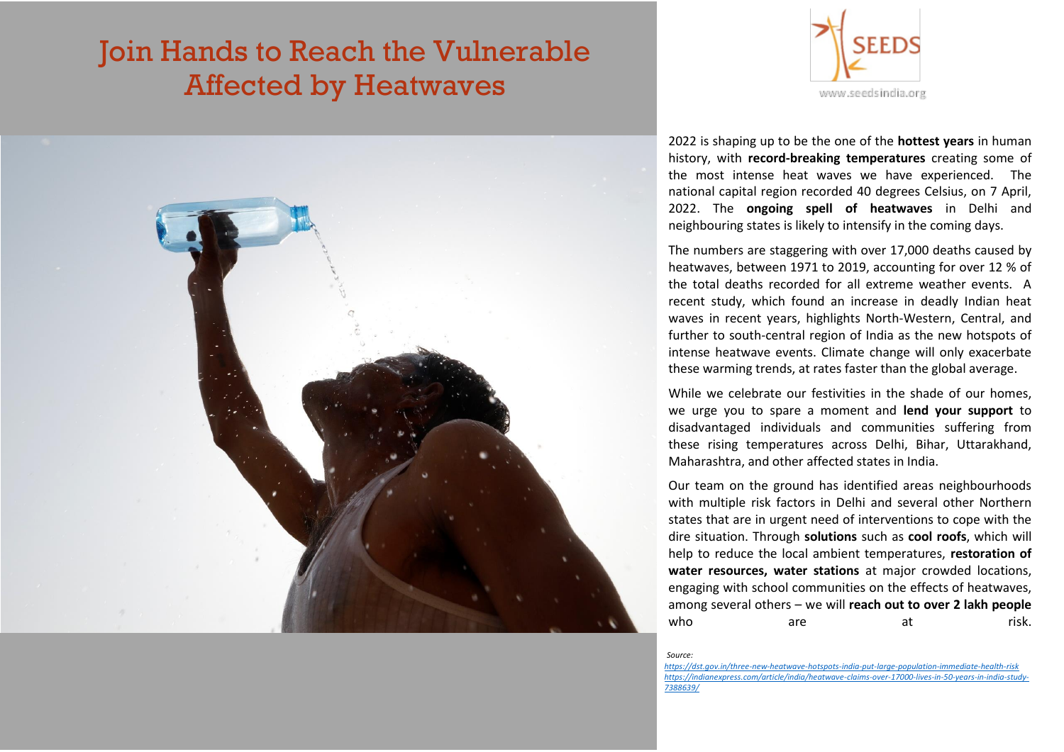# Join Hands to Reach the Vulnerable Affected by Heatwaves

SEEDS
www.seedsindia.org

2022 is shaping up to be the one of the **hottest years** in human history, with **record-breaking temperatures** creating some of the most intense heat waves we have experienced. The national capital region recorded 40 degrees Celsius, on 7 April, 2022. The **ongoing spell of heatwaves** in Delhi and neighbouring states is likely to intensify in the coming days.

The numbers are staggering with over 17,000 deaths caused by heatwaves, between 1971 to 2019, accounting for over 12 % of the total deaths recorded for all extreme weather events. A recent study, which found an increase in deadly Indian heat waves in recent years, highlights North-Western, Central, and further to south-central region of India as the new hotspots of intense heatwave events. Climate change will only exacerbate these warming trends, at rates faster than the global average.

While we celebrate our festivities in the shade of our homes, we urge you to spare a moment and **lend your support** to disadvantaged individuals and communities suffering from these rising temperatures across Delhi, Bihar, Uttarakhand, Maharashtra, and other affected states in India.

Our team on the ground has identified areas neighbourhoods with multiple risk factors in Delhi and several other Northern states that are in urgent need of interventions to cope with the dire situation. Through **solutions** such as **cool roofs**, which will help to reduce the local ambient temperatures, **restoration of water resources, water stations** at major crowded locations, engaging with school communities on the effects of heatwaves, among several others – we will **reach out to over 2 lakh people** who are at risk.

*Source:*
*https://dst.gov.in/three-new-heatwave-hotspots-india-put-large-population-immediate-health-risk*
*https://indianexpress.com/article/india/heatwave-claims-over-17000-lives-in-50-years-in-india-study-7388639/*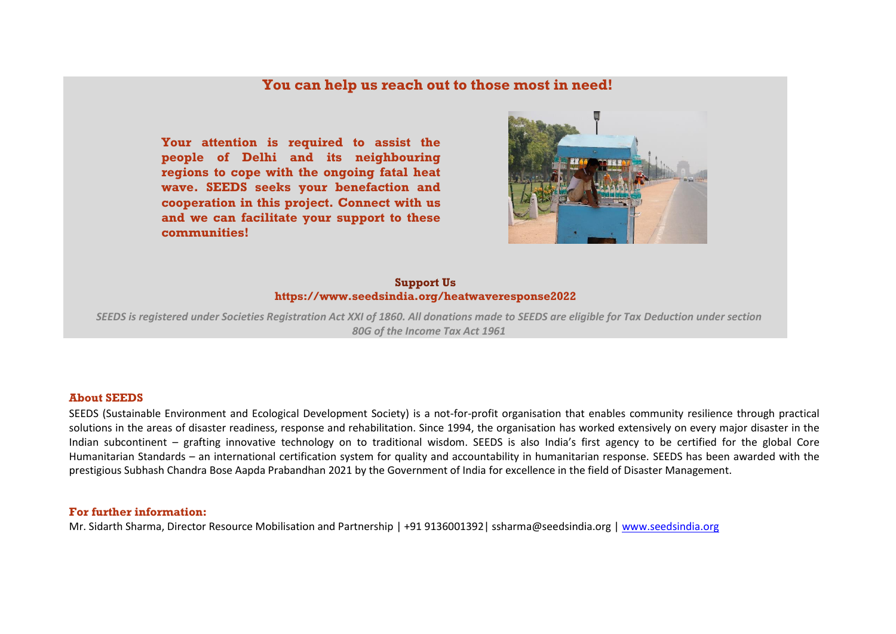## You can help us reach out to those most in need!

**Your attention is required to assist the people of Delhi and its neighbouring regions to cope with the ongoing fatal heat wave. SEEDS seeks your benefaction and cooperation in this project. Connect with us and we can facilitate your support to these communities!**

**Support Us**
**https://www.seedsindia.org/heatwaveresponse2022**

*SEEDS is registered under Societies Registration Act XXI of 1860. All donations made to SEEDS are eligible for Tax Deduction under section 80G of the Income Tax Act 1961*

### About SEEDS

SEEDS (Sustainable Environment and Ecological Development Society) is a not-for-profit organisation that enables community resilience through practical solutions in the areas of disaster readiness, response and rehabilitation. Since 1994, the organisation has worked extensively on every major disaster in the Indian subcontinent – grafting innovative technology on to traditional wisdom. SEEDS is also India's first agency to be certified for the global Core Humanitarian Standards – an international certification system for quality and accountability in humanitarian response. SEEDS has been awarded with the prestigious Subhash Chandra Bose Aapda Prabandhan 2021 by the Government of India for excellence in the field of Disaster Management.

### For further information:

Mr. Sidarth Sharma, Director Resource Mobilisation and Partnership | +91 9136001392| ssharma@seedsindia.org | www.seedsindia.org